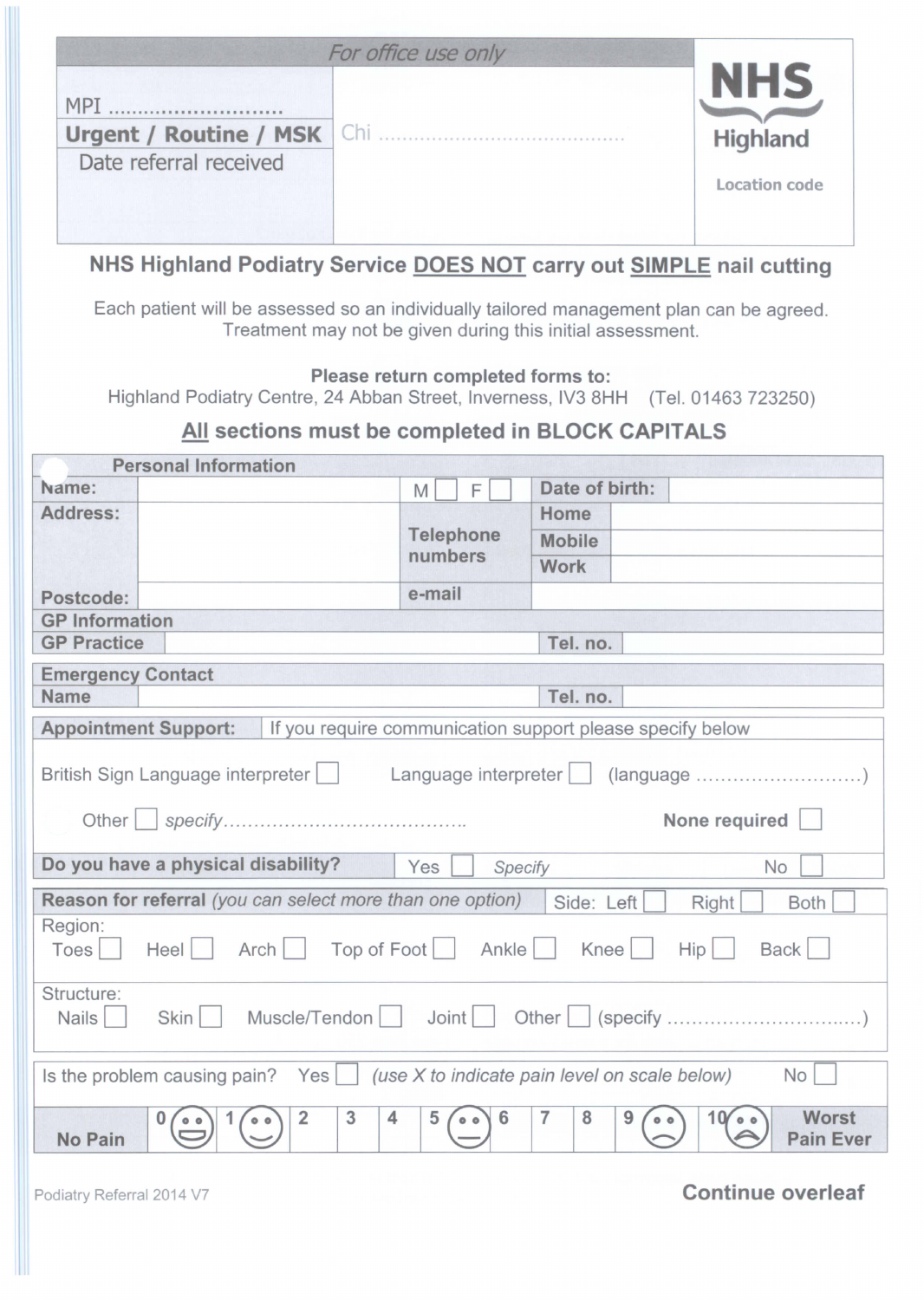| *For office use only* | | NHS Highland |
|---|---|---|
| MPI ............................ | | |
| **Urgent / Routine / MSK** | Chi ........................................ | |
| Date referral received | | Location code |

**NHS Highland Podiatry Service DOES NOT carry out SIMPLE nail cutting**

Each patient will be assessed so an individually tailored management plan can be agreed. Treatment may not be given during this initial assessment.

**Please return completed forms to:**
Highland Podiatry Centre, 24 Abban Street, Inverness, IV3 8HH (Tel. 01463 723250)

## All sections must be completed in BLOCK CAPITALS

| **Personal Information** | | | | |
|---|---|---|---|---|
| **Name:** | | M ☐ F ☐ | **Date of birth:** | |
| **Address:** | | **Telephone numbers** | **Home** | |
| | | | **Mobile** | |
| | | | **Work** | |
| **Postcode:** | | **e-mail** | | |
| **GP Information** | | | | |
| **GP Practice** | | | **Tel. no.** | |

| **Emergency Contact** | | | |
|---|---|---|---|
| **Name** | | **Tel. no.** | |

**Appointment Support:** If you require communication support please specify below

British Sign Language interpreter ☐ Language interpreter ☐ (language ..........................)

Other ☐ *specify*......................................... **None required** ☐

**Do you have a physical disability?** Yes ☐ *Specify* No ☐

**Reason for referral** *(you can select more than one option)* Side: Left ☐ Right ☐ Both ☐

Region:
Toes ☐ Heel ☐ Arch ☐ Top of Foot ☐ Ankle ☐ Knee ☐ Hip ☐ Back ☐

Structure:
Nails ☐ Skin ☐ Muscle/Tendon ☐ Joint ☐ Other ☐ (specify ..................................)

Is the problem causing pain? Yes ☐ *(use X to indicate pain level on scale below)* No ☐

| **No Pain** | 0 | 1 | 2 | 3 | 4 | 5 | 6 | 7 | 8 | 9 | 10 | **Worst Pain Ever** |
|---|---|---|---|---|---|---|---|---|---|---|---|---|

Podiatry Referral 2014 V7

**Continue overleaf**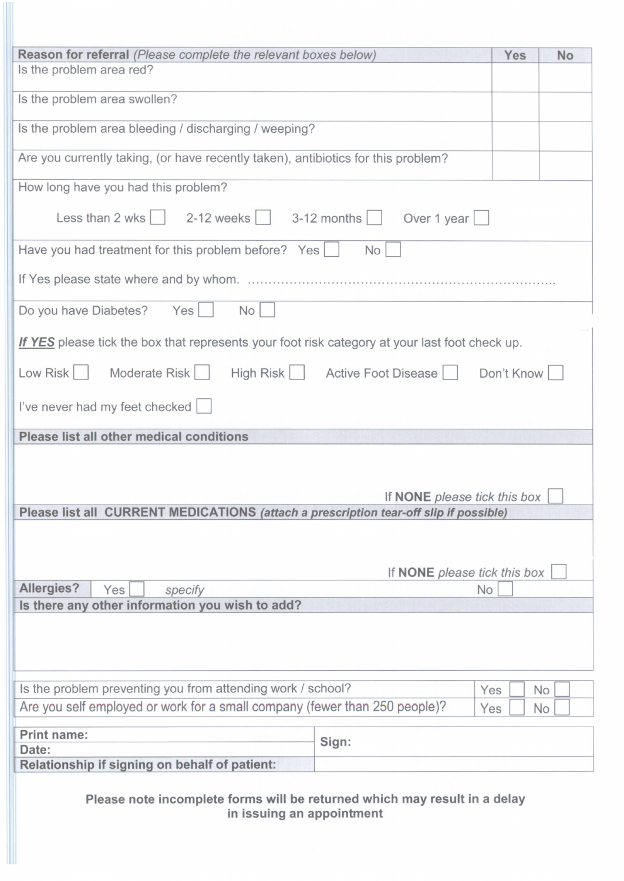| Reason for referral *(Please complete the relevant boxes below)* | Yes | No |
|---|---|---|
| Is the problem area red? | | |
| Is the problem area swollen? | | |
| Is the problem area bleeding / discharging / weeping? | | |
| Are you currently taking, (or have recently taken), antibiotics for this problem? | | |

How long have you had this problem?

Less than 2 wks ☐ 2-12 weeks ☐ 3-12 months ☐ Over 1 year ☐

Have you had treatment for this problem before? Yes ☐ No ☐

If Yes please state where and by whom. ……………………………………………………………………

Do you have Diabetes? Yes ☐ No ☐

***If YES*** please tick the box that represents your foot risk category at your last foot check up.

Low Risk ☐ Moderate Risk ☐ High Risk ☐ Active Foot Disease ☐ Don't Know ☐

I've never had my feet checked ☐

**Please list all other medical conditions**

If **NONE** *please tick this box* ☐

**Please list all CURRENT MEDICATIONS** ***(attach a prescription tear-off slip if possible)***

If **NONE** *please tick this box* ☐

**Allergies?** Yes ☐ *specify* No ☐

**Is there any other information you wish to add?**

| | | |
|---|---|---|
| Is the problem preventing you from attending work / school? | Yes ☐ | No ☐ |
| Are you self employed or work for a small company (fewer than 250 people)? | Yes ☐ | No ☐ |

| | |
|---|---|
| **Print name:** | **Sign:** |
| **Date:** | |
| **Relationship if signing on behalf of patient:** | |

**Please note incomplete forms will be returned which may result in a delay in issuing an appointment**